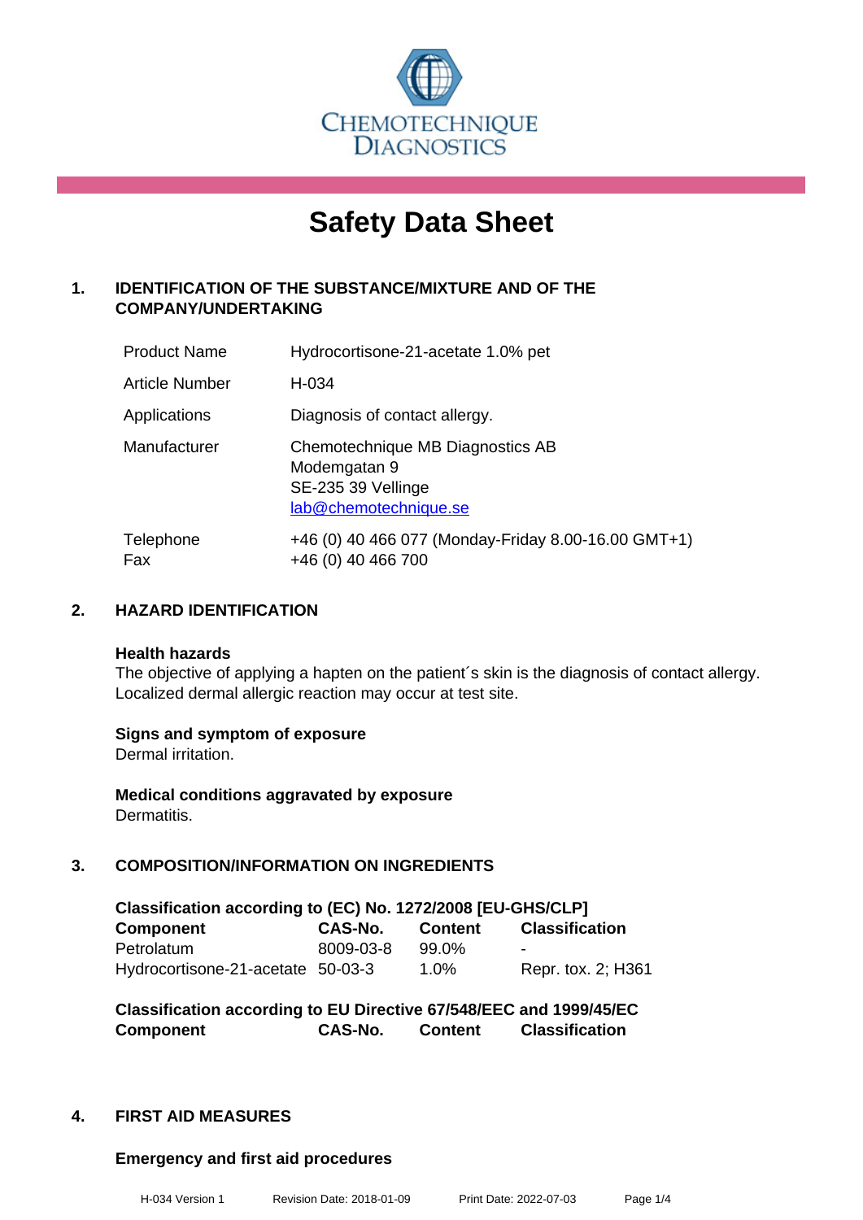CHEMOTECHNIQUE DIAGNOSTICS

# Safety Data Sheet

## 1. IDENTIFICATION OF THE SUBSTANCE/MIXTURE AND OF THE COMPANY/UNDERTAKING

| | |
|---|---|
| Product Name | Hydrocortisone-21-acetate 1.0% pet |
| Article Number | H-034 |
| Applications | Diagnosis of contact allergy. |
| Manufacturer | Chemotechnique MB Diagnostics AB<br>Modemgatan 9<br>SE-235 39 Vellinge<br>lab@chemotechnique.se |
| Telephone<br>Fax | +46 (0) 40 466 077 (Monday-Friday 8.00-16.00 GMT+1)<br>+46 (0) 40 466 700 |

## 2. HAZARD IDENTIFICATION

**Health hazards**
The objective of applying a hapten on the patient´s skin is the diagnosis of contact allergy. Localized dermal allergic reaction may occur at test site.

**Signs and symptom of exposure**
Dermal irritation.

**Medical conditions aggravated by exposure**
Dermatitis.

## 3. COMPOSITION/INFORMATION ON INGREDIENTS

**Classification according to (EC) No. 1272/2008 [EU-GHS/CLP]**

| Component | CAS-No. | Content | Classification |
|---|---|---|---|
| Petrolatum | 8009-03-8 | 99.0% | - |
| Hydrocortisone-21-acetate | 50-03-3 | 1.0% | Repr. tox. 2; H361 |

**Classification according to EU Directive 67/548/EEC and 1999/45/EC**

| Component | CAS-No. | Content | Classification |
|---|---|---|---|

## 4. FIRST AID MEASURES

**Emergency and first aid procedures**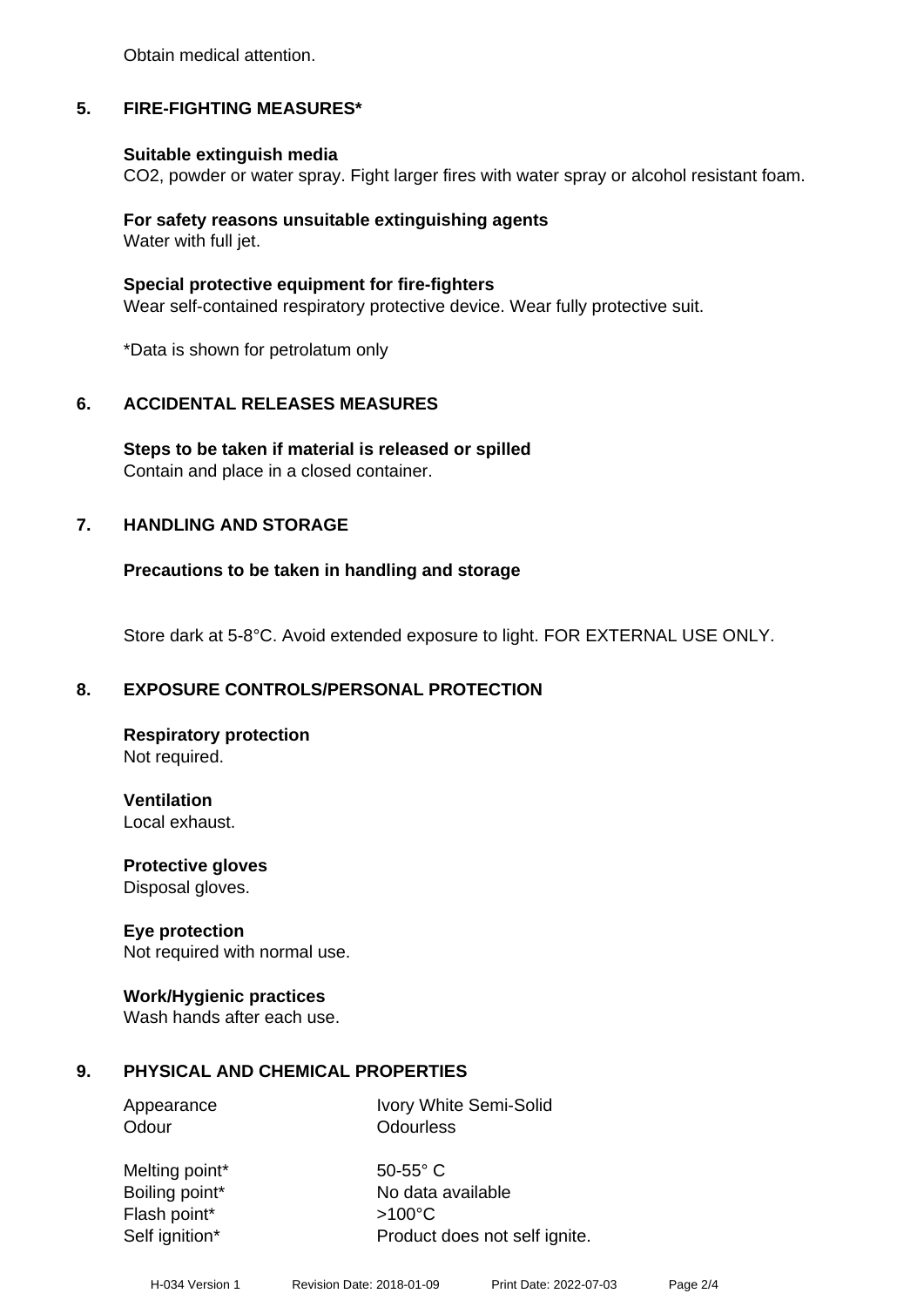Obtain medical attention.

## 5. FIRE-FIGHTING MEASURES*

**Suitable extinguish media**
$CO_2$, powder or water spray. Fight larger fires with water spray or alcohol resistant foam.

**For safety reasons unsuitable extinguishing agents**
Water with full jet.

**Special protective equipment for fire-fighters**
Wear self-contained respiratory protective device. Wear fully protective suit.

*Data is shown for petrolatum only

## 6. ACCIDENTAL RELEASES MEASURES

**Steps to be taken if material is released or spilled**
Contain and place in a closed container.

## 7. HANDLING AND STORAGE

**Precautions to be taken in handling and storage**

Store dark at 5-8°C. Avoid extended exposure to light. FOR EXTERNAL USE ONLY.

## 8. EXPOSURE CONTROLS/PERSONAL PROTECTION

**Respiratory protection**
Not required.

**Ventilation**
Local exhaust.

**Protective gloves**
Disposal gloves.

**Eye protection**
Not required with normal use.

**Work/Hygienic practices**
Wash hands after each use.

## 9. PHYSICAL AND CHEMICAL PROPERTIES

| | |
|---|---|
| Appearance | Ivory White Semi-Solid |
| Odour | Odourless |
| Melting point* | 50-55° C |
| Boiling point* | No data available |
| Flash point* | >100°C |
| Self ignition* | Product does not self ignite. |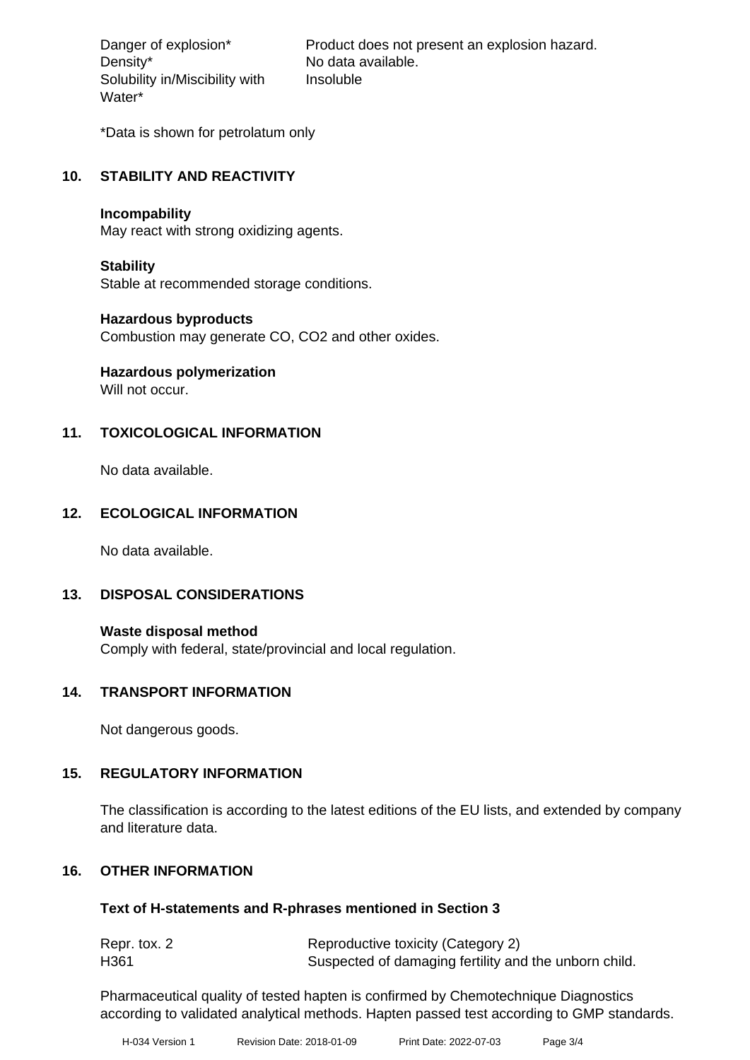| | |
|---|---|
| Danger of explosion* | Product does not present an explosion hazard. |
| Density* | No data available. |
| Solubility in/Miscibility with Water* | Insoluble |

*Data is shown for petrolatum only

## 10. STABILITY AND REACTIVITY

**Incompability**
May react with strong oxidizing agents.

**Stability**
Stable at recommended storage conditions.

**Hazardous byproducts**
Combustion may generate CO, CO2 and other oxides.

**Hazardous polymerization**
Will not occur.

## 11. TOXICOLOGICAL INFORMATION

No data available.

## 12. ECOLOGICAL INFORMATION

No data available.

## 13. DISPOSAL CONSIDERATIONS

**Waste disposal method**
Comply with federal, state/provincial and local regulation.

## 14. TRANSPORT INFORMATION

Not dangerous goods.

## 15. REGULATORY INFORMATION

The classification is according to the latest editions of the EU lists, and extended by company and literature data.

## 16. OTHER INFORMATION

**Text of H-statements and R-phrases mentioned in Section 3**

| | |
|---|---|
| Repr. tox. 2 | Reproductive toxicity (Category 2) |
| H361 | Suspected of damaging fertility and the unborn child. |

Pharmaceutical quality of tested hapten is confirmed by Chemotechnique Diagnostics according to validated analytical methods. Hapten passed test according to GMP standards.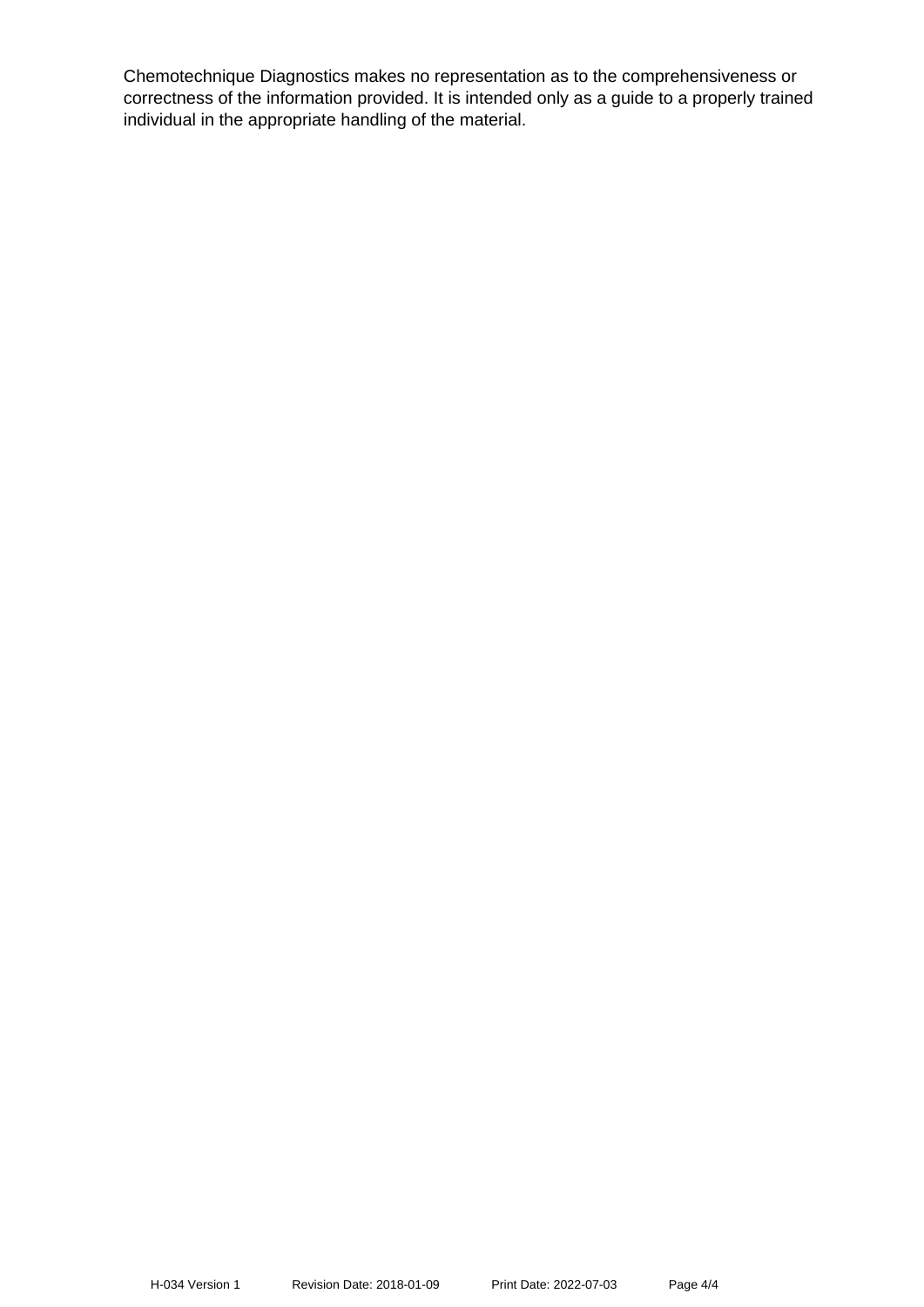Chemotechnique Diagnostics makes no representation as to the comprehensiveness or correctness of the information provided. It is intended only as a guide to a properly trained individual in the appropriate handling of the material.